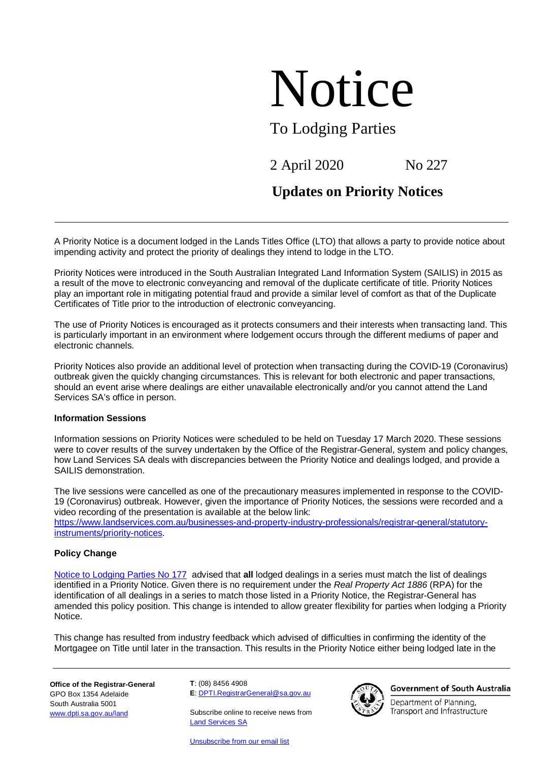# Notice

## To Lodging Parties

2 April 2020 No 227

## Updates on Priority Notices

A Priority Notice is a document lodged in the Lands Titles Office (LTO) that allows a party to provide notice about impending activity and protect the priority of dealings they intend to lodge in the LTO.

Priority Notices were introduced in the South Australian Integrated Land Information System (SAILIS) in 2015 as a result of the move to electronic conveyancing and removal of the duplicate certificate of title. Priority Notices play an important role in mitigating potential fraud and provide a similar level of comfort as that of the Duplicate Certificates of Title prior to the introduction of electronic conveyancing.

The use of Priority Notices is encouraged as it protects consumers and their interests when transacting land. This is particularly important in an environment where lodgement occurs through the different mediums of paper and electronic channels.

Priority Notices also provide an additional level of protection when transacting during the COVID-19 (Coronavirus) outbreak given the quickly changing circumstances. This is relevant for both electronic and paper transactions, should an event arise where dealings are either unavailable electronically and/or you cannot attend the Land Services SA's office in person.

### Information Sessions

Information sessions on Priority Notices were scheduled to be held on Tuesday 17 March 2020. These sessions were to cover results of the survey undertaken by the Office of the Registrar-General, system and policy changes, how Land Services SA deals with discrepancies between the Priority Notice and dealings lodged, and provide a SAILIS demonstration.

The live sessions were cancelled as one of the precautionary measures implemented in response to the COVID-19 (Coronavirus) outbreak. However, given the importance of Priority Notices, the sessions were recorded and a video recording of the presentation is available at the below link: https://www.landservices.com.au/businesses-and-property-industry-professionals/registrar-general/statutory-instruments/priority-notices.

### Policy Change

Notice to Lodging Parties No 177 advised that **all** lodged dealings in a series must match the list of dealings identified in a Priority Notice. Given there is no requirement under the *Real Property Act 1886* (RPA) for the identification of all dealings in a series to match those listed in a Priority Notice, the Registrar-General has amended this policy position. This change is intended to allow greater flexibility for parties when lodging a Priority Notice.

This change has resulted from industry feedback which advised of difficulties in confirming the identity of the Mortgagee on Title until later in the transaction. This results in the Priority Notice either being lodged late in the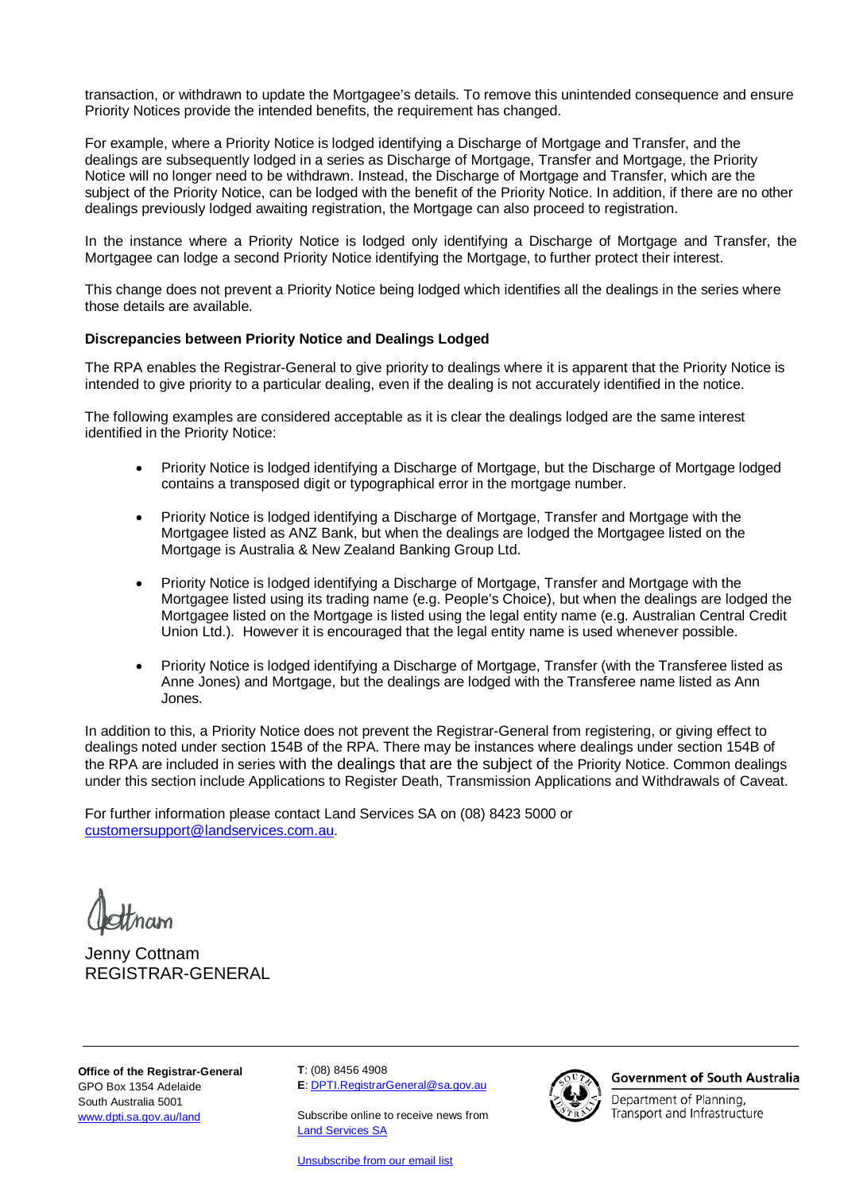transaction, or withdrawn to update the Mortgagee's details. To remove this unintended consequence and ensure Priority Notices provide the intended benefits, the requirement has changed.

For example, where a Priority Notice is lodged identifying a Discharge of Mortgage and Transfer, and the dealings are subsequently lodged in a series as Discharge of Mortgage, Transfer and Mortgage, the Priority Notice will no longer need to be withdrawn. Instead, the Discharge of Mortgage and Transfer, which are the subject of the Priority Notice, can be lodged with the benefit of the Priority Notice. In addition, if there are no other dealings previously lodged awaiting registration, the Mortgage can also proceed to registration.

In the instance where a Priority Notice is lodged only identifying a Discharge of Mortgage and Transfer, the Mortgagee can lodge a second Priority Notice identifying the Mortgage, to further protect their interest.

This change does not prevent a Priority Notice being lodged which identifies all the dealings in the series where those details are available.

**Discrepancies between Priority Notice and Dealings Lodged**

The RPA enables the Registrar-General to give priority to dealings where it is apparent that the Priority Notice is intended to give priority to a particular dealing, even if the dealing is not accurately identified in the notice.

The following examples are considered acceptable as it is clear the dealings lodged are the same interest identified in the Priority Notice:

- Priority Notice is lodged identifying a Discharge of Mortgage, but the Discharge of Mortgage lodged contains a transposed digit or typographical error in the mortgage number.
- Priority Notice is lodged identifying a Discharge of Mortgage, Transfer and Mortgage with the Mortgagee listed as ANZ Bank, but when the dealings are lodged the Mortgagee listed on the Mortgage is Australia & New Zealand Banking Group Ltd.
- Priority Notice is lodged identifying a Discharge of Mortgage, Transfer and Mortgage with the Mortgagee listed using its trading name (e.g. People's Choice), but when the dealings are lodged the Mortgagee listed on the Mortgage is listed using the legal entity name (e.g. Australian Central Credit Union Ltd.). However it is encouraged that the legal entity name is used whenever possible.
- Priority Notice is lodged identifying a Discharge of Mortgage, Transfer (with the Transferee listed as Anne Jones) and Mortgage, but the dealings are lodged with the Transferee name listed as Ann Jones.

In addition to this, a Priority Notice does not prevent the Registrar-General from registering, or giving effect to dealings noted under section 154B of the RPA. There may be instances where dealings under section 154B of the RPA are included in series with the dealings that are the subject of the Priority Notice. Common dealings under this section include Applications to Register Death, Transmission Applications and Withdrawals of Caveat.

For further information please contact Land Services SA on (08) 8423 5000 or customersupport@landservices.com.au.

Jenny Cottnam
REGISTRAR-GENERAL

**Office of the Registrar-General**
GPO Box 1354 Adelaide
South Australia 5001
www.dpti.sa.gov.au/land

**T**: (08) 8456 4908
**E**: DPTI.RegistrarGeneral@sa.gov.au

Subscribe online to receive news from Land Services SA

Unsubscribe from our email list

**Government of South Australia**
Department of Planning, Transport and Infrastructure